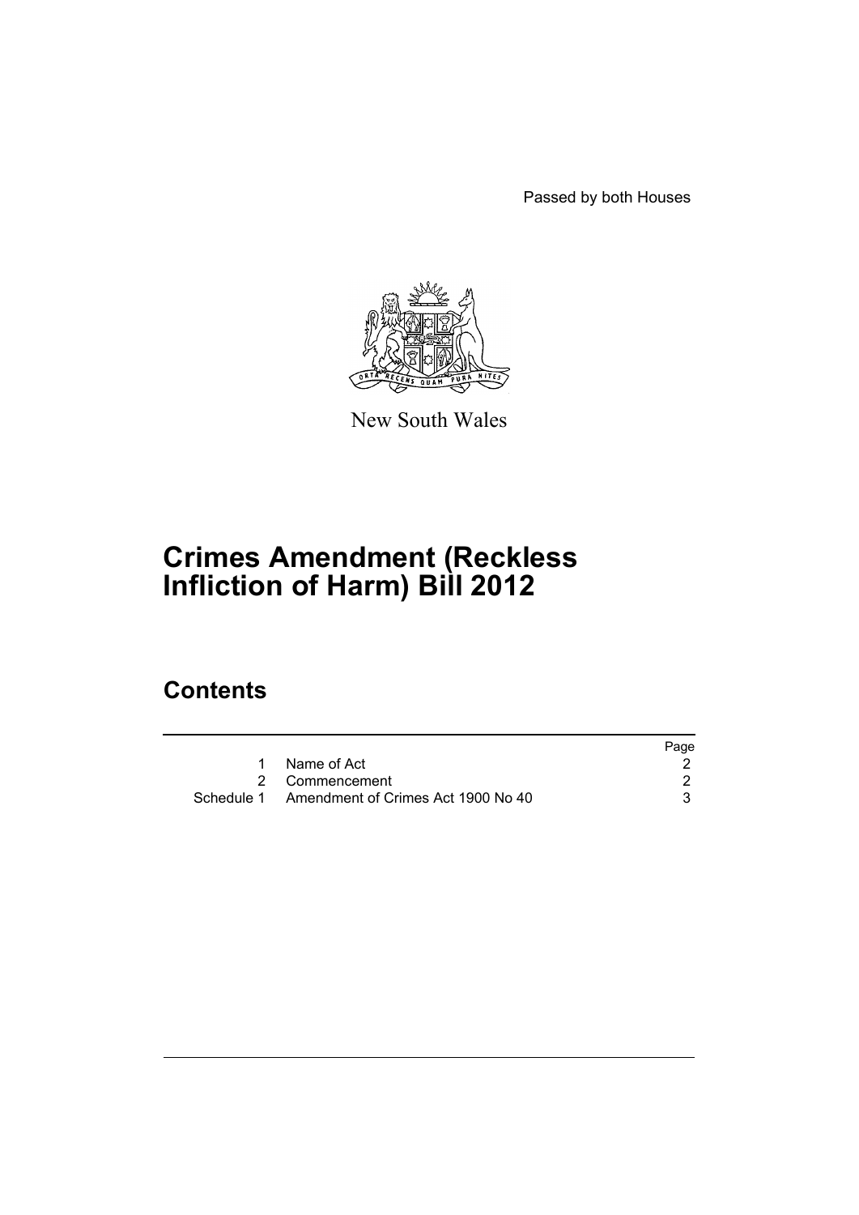Passed by both Houses

New South Wales

# Crimes Amendment (Reckless Infliction of Harm) Bill 2012

## Contents

| | | Page |
|---|---|---|
| 1 | Name of Act | 2 |
| 2 | Commencement | 2 |
| Schedule 1 | Amendment of Crimes Act 1900 No 40 | 3 |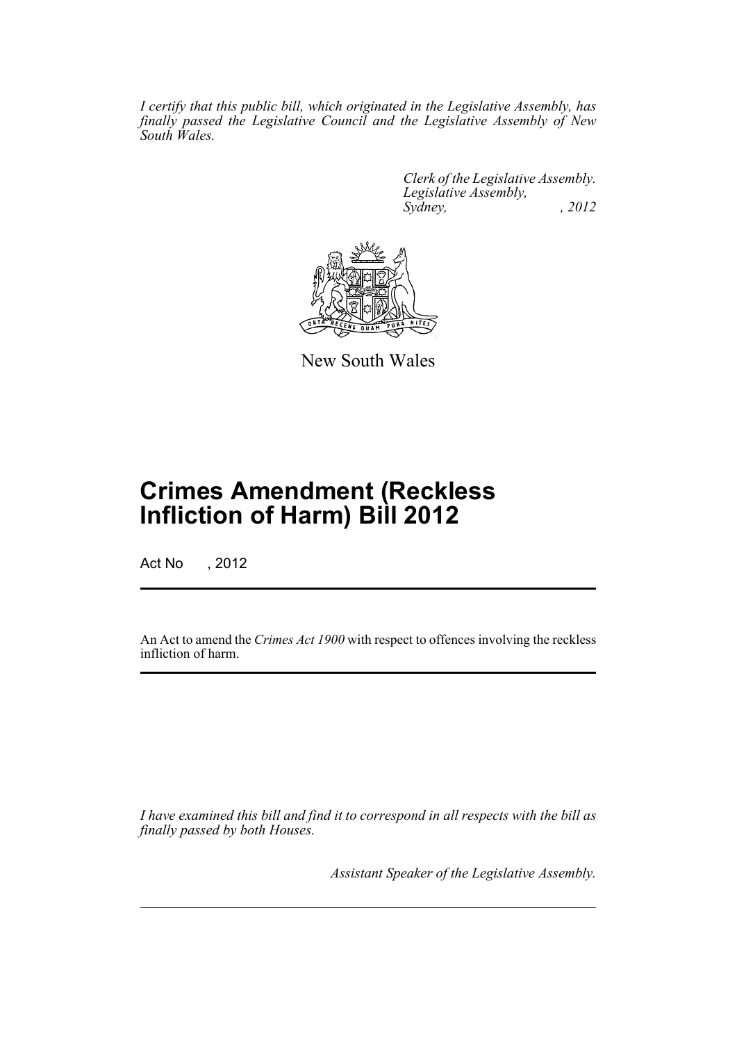*I certify that this public bill, which originated in the Legislative Assembly, has finally passed the Legislative Council and the Legislative Assembly of New South Wales.*

*Clerk of the Legislative Assembly.*
*Legislative Assembly,*
*Sydney, , 2012*

New South Wales

# Crimes Amendment (Reckless Infliction of Harm) Bill 2012

Act No , 2012

An Act to amend the *Crimes Act 1900* with respect to offences involving the reckless infliction of harm.

*I have examined this bill and find it to correspond in all respects with the bill as finally passed by both Houses.*

*Assistant Speaker of the Legislative Assembly.*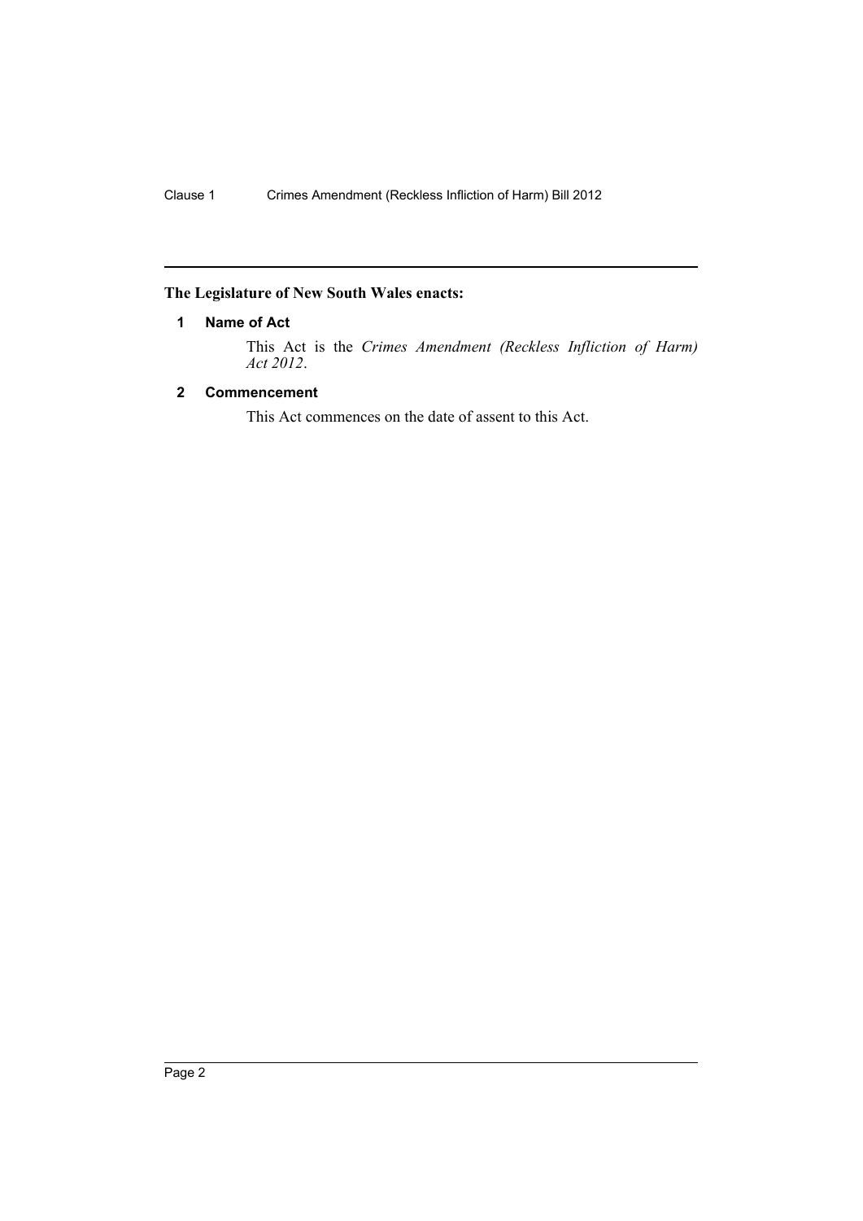**The Legislature of New South Wales enacts:**

### 1 Name of Act

This Act is the *Crimes Amendment (Reckless Infliction of Harm) Act 2012*.

### 2 Commencement

This Act commences on the date of assent to this Act.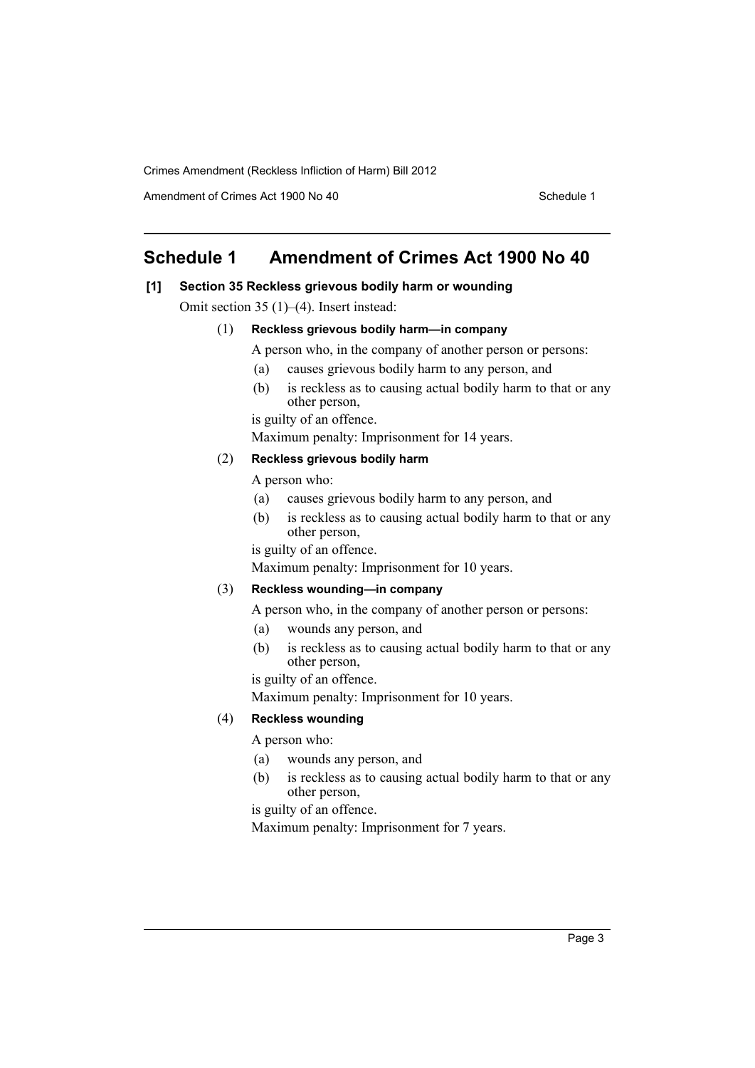# Schedule 1 Amendment of Crimes Act 1900 No 40

**[1] Section 35 Reckless grievous bodily harm or wounding**

Omit section 35 (1)–(4). Insert instead:

(1) **Reckless grievous bodily harm—in company**

A person who, in the company of another person or persons:

(a) causes grievous bodily harm to any person, and

(b) is reckless as to causing actual bodily harm to that or any other person,

is guilty of an offence.

Maximum penalty: Imprisonment for 14 years.

(2) **Reckless grievous bodily harm**

A person who:

(a) causes grievous bodily harm to any person, and

(b) is reckless as to causing actual bodily harm to that or any other person,

is guilty of an offence.

Maximum penalty: Imprisonment for 10 years.

(3) **Reckless wounding—in company**

A person who, in the company of another person or persons:

(a) wounds any person, and

(b) is reckless as to causing actual bodily harm to that or any other person,

is guilty of an offence.

Maximum penalty: Imprisonment for 10 years.

(4) **Reckless wounding**

A person who:

(a) wounds any person, and

(b) is reckless as to causing actual bodily harm to that or any other person,

is guilty of an offence.

Maximum penalty: Imprisonment for 7 years.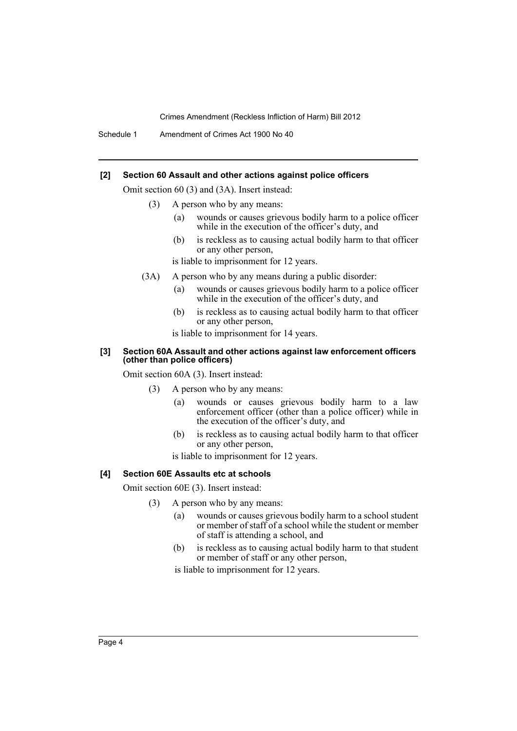**[2] Section 60 Assault and other actions against police officers**

Omit section 60 (3) and (3A). Insert instead:

(3) A person who by any means:

- (a) wounds or causes grievous bodily harm to a police officer while in the execution of the officer's duty, and
- (b) is reckless as to causing actual bodily harm to that officer or any other person,

is liable to imprisonment for 12 years.

(3A) A person who by any means during a public disorder:

- (a) wounds or causes grievous bodily harm to a police officer while in the execution of the officer's duty, and
- (b) is reckless as to causing actual bodily harm to that officer or any other person,

is liable to imprisonment for 14 years.

**[3] Section 60A Assault and other actions against law enforcement officers (other than police officers)**

Omit section 60A (3). Insert instead:

(3) A person who by any means:

- (a) wounds or causes grievous bodily harm to a law enforcement officer (other than a police officer) while in the execution of the officer's duty, and
- (b) is reckless as to causing actual bodily harm to that officer or any other person,

is liable to imprisonment for 12 years.

**[4] Section 60E Assaults etc at schools**

Omit section 60E (3). Insert instead:

(3) A person who by any means:

- (a) wounds or causes grievous bodily harm to a school student or member of staff of a school while the student or member of staff is attending a school, and
- (b) is reckless as to causing actual bodily harm to that student or member of staff or any other person,

is liable to imprisonment for 12 years.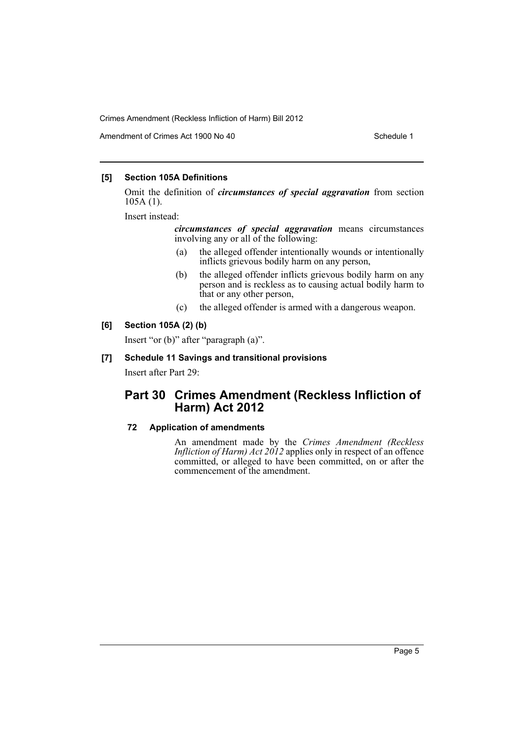**[5] Section 105A Definitions**

Omit the definition of ***circumstances of special aggravation*** from section 105A (1).

Insert instead:

> ***circumstances of special aggravation*** means circumstances involving any or all of the following:
>
> (a) the alleged offender intentionally wounds or intentionally inflicts grievous bodily harm on any person,
>
> (b) the alleged offender inflicts grievous bodily harm on any person and is reckless as to causing actual bodily harm to that or any other person,
>
> (c) the alleged offender is armed with a dangerous weapon.

**[6] Section 105A (2) (b)**

Insert "or (b)" after "paragraph (a)".

**[7] Schedule 11 Savings and transitional provisions**

Insert after Part 29:

## Part 30 Crimes Amendment (Reckless Infliction of Harm) Act 2012

### 72 Application of amendments

An amendment made by the *Crimes Amendment (Reckless Infliction of Harm) Act 2012* applies only in respect of an offence committed, or alleged to have been committed, on or after the commencement of the amendment.